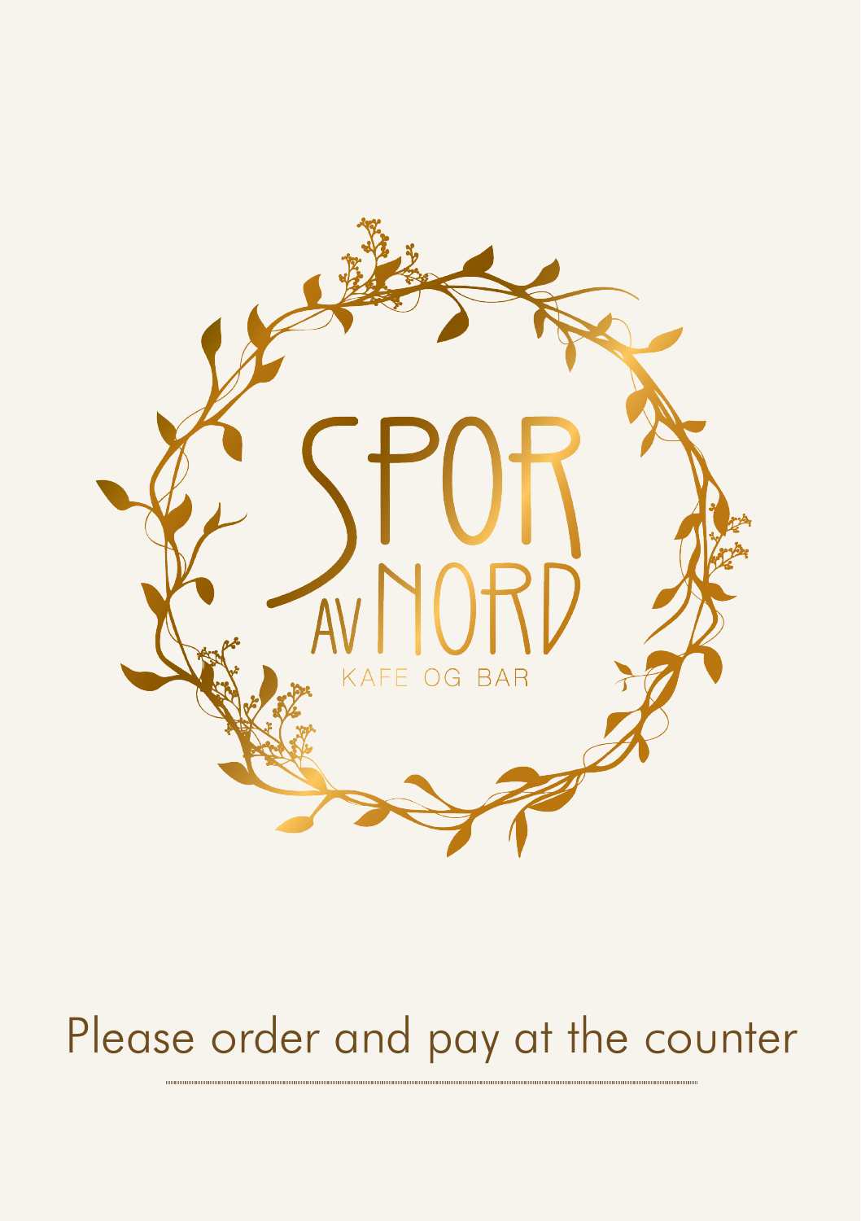# SPOR AV NORD

KAFE OG BAR

Please order and pay at the counter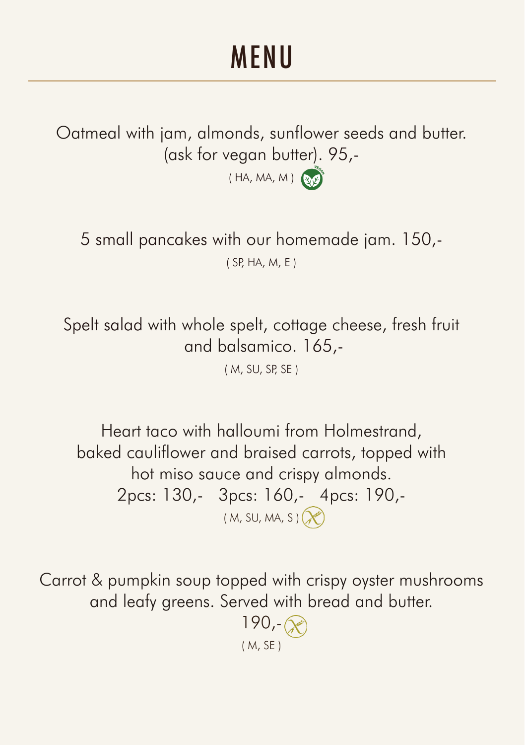# MENU

Oatmeal with jam, almonds, sunflower seeds and butter. (ask for vegan butter). 95,-
( HA, MA, M )

5 small pancakes with our homemade jam. 150,-
( SP, HA, M, E )

Spelt salad with whole spelt, cottage cheese, fresh fruit and balsamico. 165,-
( M, SU, SP, SE )

Heart taco with halloumi from Holmestrand, baked cauliflower and braised carrots, topped with hot miso sauce and crispy almonds.
2pcs: 130,- 3pcs: 160,- 4pcs: 190,-
( M, SU, MA, S )

Carrot & pumpkin soup topped with crispy oyster mushrooms and leafy greens. Served with bread and butter.
190,-
( M, SE )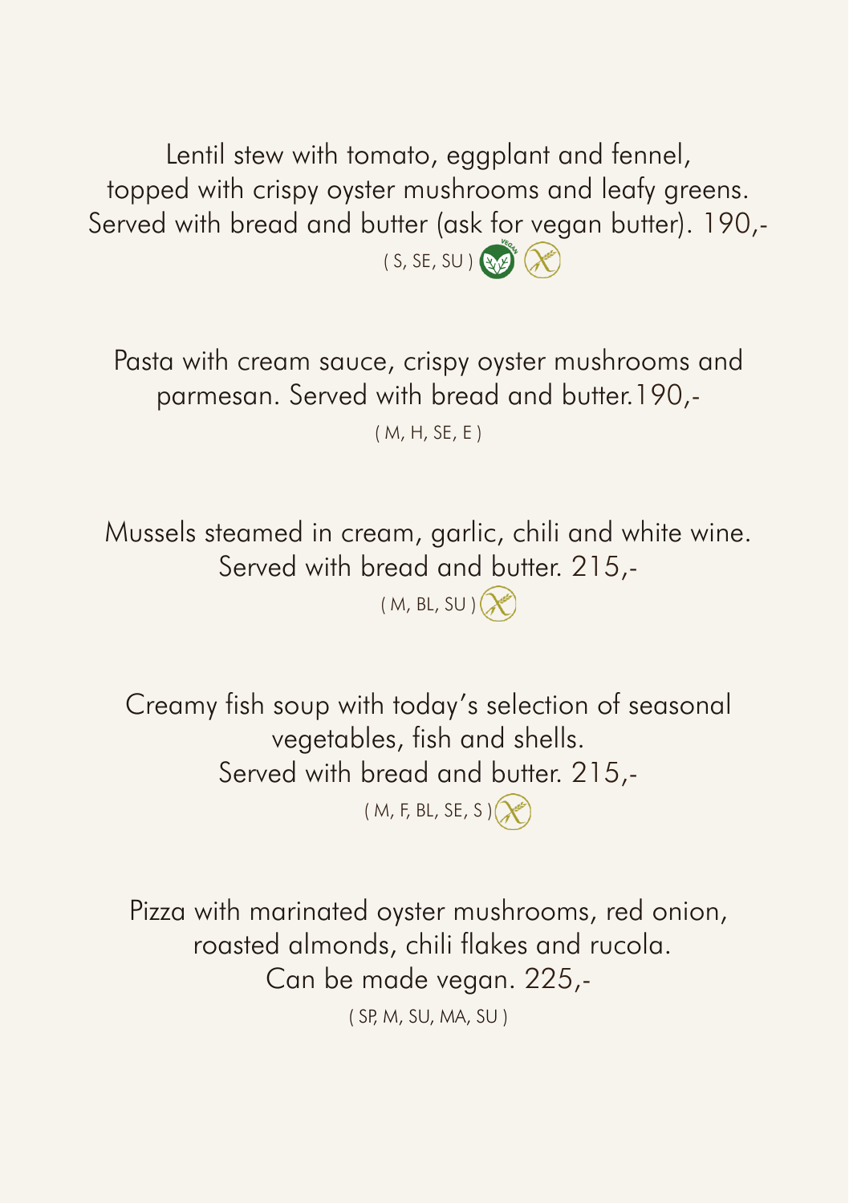Lentil stew with tomato, eggplant and fennel,
topped with crispy oyster mushrooms and leafy greens.
Served with bread and butter (ask for vegan butter). 190,-
( S, SE, SU )

Pasta with cream sauce, crispy oyster mushrooms and
parmesan. Served with bread and butter.190,-
( M, H, SE, E )

Mussels steamed in cream, garlic, chili and white wine.
Served with bread and butter. 215,-
( M, BL, SU )

Creamy fish soup with today's selection of seasonal
vegetables, fish and shells.
Served with bread and butter. 215,-
( M, F, BL, SE, S )

Pizza with marinated oyster mushrooms, red onion,
roasted almonds, chili flakes and rucola.
Can be made vegan. 225,-
( SP, M, SU, MA, SU )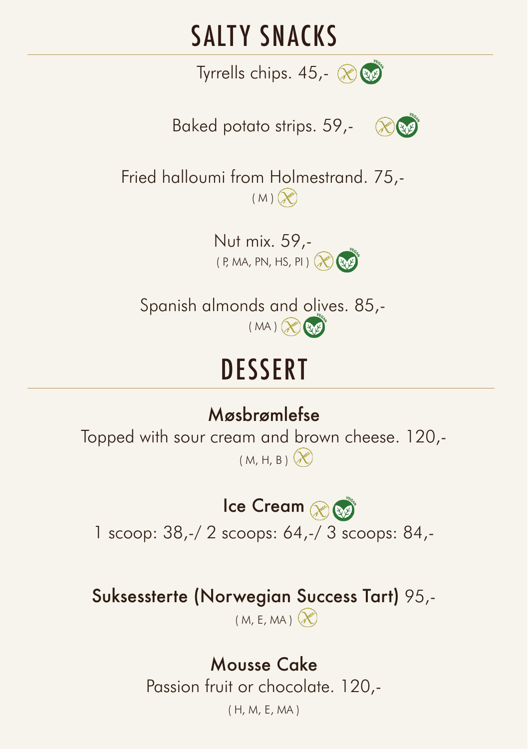# SALTY SNACKS

Tyrrells chips. 45,-

Baked potato strips. 59,-

Fried halloumi from Holmestrand. 75,-
( M )

Nut mix. 59,-
( P, MA, PN, HS, PI )

Spanish almonds and olives. 85,-
( MA )

# DESSERT

## Møsbrømlefse

Topped with sour cream and brown cheese. 120,-
( M, H, B )

## Ice Cream

1 scoop: 38,-/ 2 scoops: 64,-/ 3 scoops: 84,-

## Suksessterte (Norwegian Success Tart) 95,-

( M, E, MA )

## Mousse Cake

Passion fruit or chocolate. 120,-
( H, M, E, MA )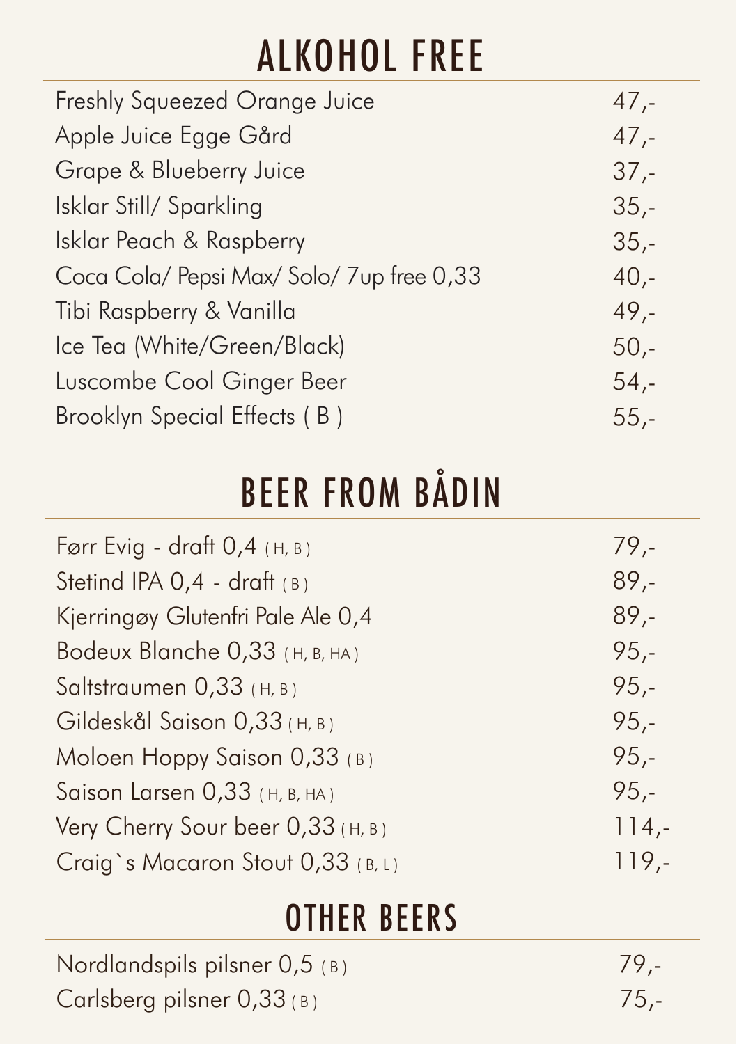# ALKOHOL FREE

| | |
|---|---|
| Freshly Squeezed Orange Juice | 47,- |
| Apple Juice Egge Gård | 47,- |
| Grape & Blueberry Juice | 37,- |
| Isklar Still/ Sparkling | 35,- |
| Isklar Peach & Raspberry | 35,- |
| Coca Cola/ Pepsi Max/ Solo/ 7up free 0,33 | 40,- |
| Tibi Raspberry & Vanilla | 49,- |
| Ice Tea (White/Green/Black) | 50,- |
| Luscombe Cool Ginger Beer | 54,- |
| Brooklyn Special Effects ( B ) | 55,- |

# BEER FROM BÅDIN

| | |
|---|---|
| Førr Evig - draft 0,4 ( H, B ) | 79,- |
| Stetind IPA 0,4 - draft ( B ) | 89,- |
| Kjerringøy Glutenfri Pale Ale 0,4 | 89,- |
| Bodeux Blanche 0,33 ( H, B, HA ) | 95,- |
| Saltstraumen 0,33 ( H, B ) | 95,- |
| Gildeskål Saison 0,33 ( H, B ) | 95,- |
| Moloen Hoppy Saison 0,33 ( B ) | 95,- |
| Saison Larsen 0,33 ( H, B, HA ) | 95,- |
| Very Cherry Sour beer 0,33 ( H, B ) | 114,- |
| Craig`s Macaron Stout 0,33 ( B, L ) | 119,- |

# OTHER BEERS

| | |
|---|---|
| Nordlandspils pilsner 0,5 ( B ) | 79,- |
| Carlsberg pilsner 0,33 ( B ) | 75,- |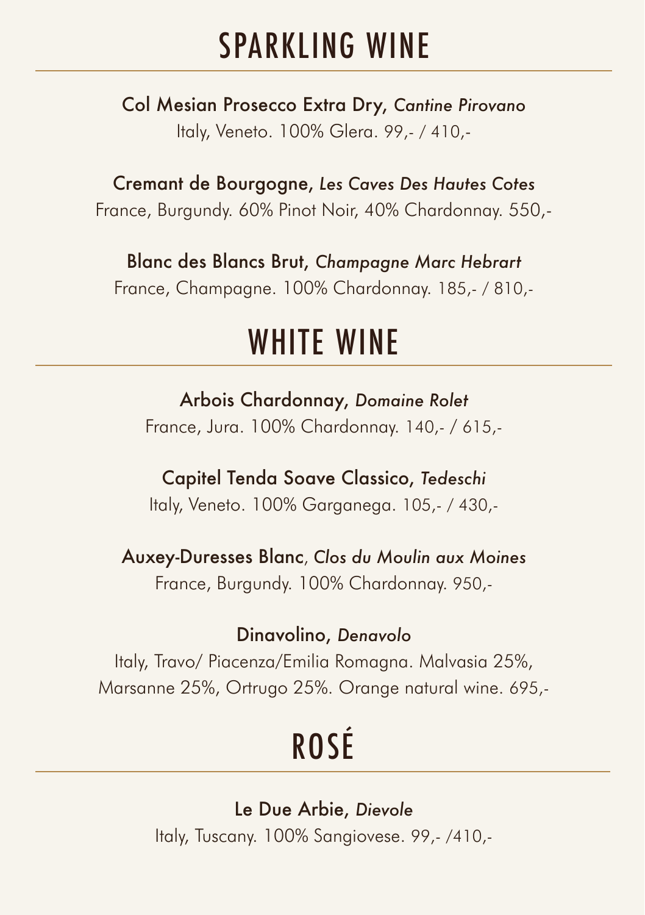# SPARKLING WINE

**Col Mesian Prosecco Extra Dry,** *Cantine Pirovano*
Italy, Veneto. 100% Glera. 99,- / 410,-

**Cremant de Bourgogne,** *Les Caves Des Hautes Cotes*
France, Burgundy. 60% Pinot Noir, 40% Chardonnay. 550,-

**Blanc des Blancs Brut,** *Champagne Marc Hebrart*
France, Champagne. 100% Chardonnay. 185,- / 810,-

# WHITE WINE

**Arbois Chardonnay,** *Domaine Rolet*
France, Jura. 100% Chardonnay. 140,- / 615,-

**Capitel Tenda Soave Classico,** *Tedeschi*
Italy, Veneto. 100% Garganega. 105,- / 430,-

**Auxey-Duresses Blanc**, *Clos du Moulin aux Moines*
France, Burgundy. 100% Chardonnay. 950,-

**Dinavolino,** *Denavolo*
Italy, Travo/ Piacenza/Emilia Romagna. Malvasia 25%, Marsanne 25%, Ortrugo 25%. Orange natural wine. 695,-

# ROSÉ

**Le Due Arbie,** *Dievole*
Italy, Tuscany. 100% Sangiovese. 99,- /410,-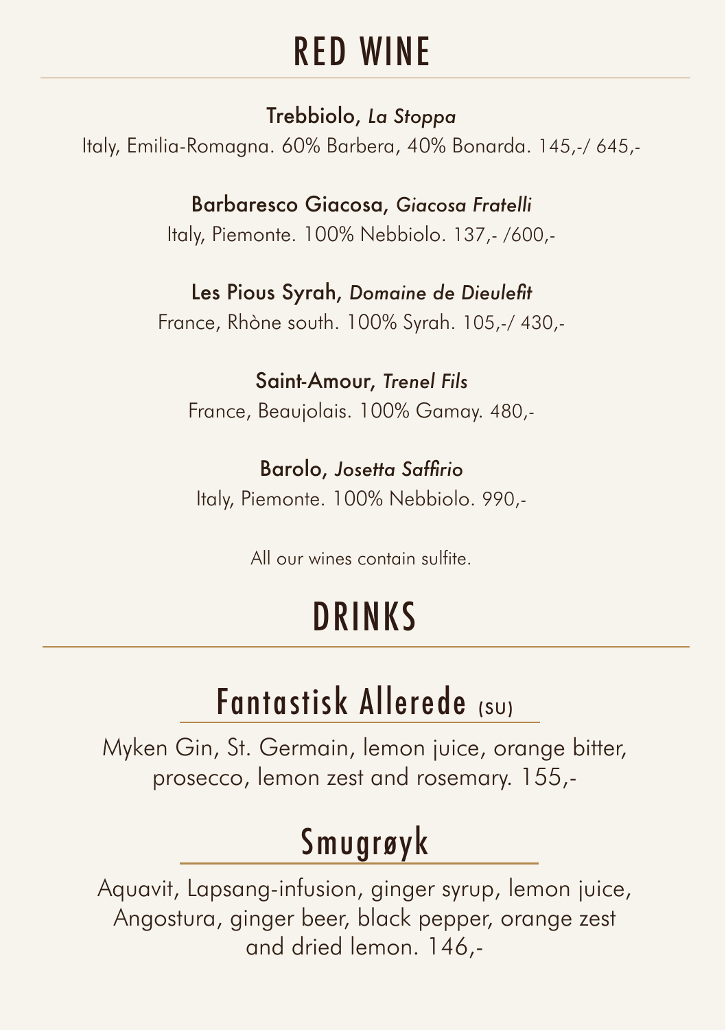# RED WINE

**Trebbiolo**, *La Stoppa*
Italy, Emilia-Romagna. 60% Barbera, 40% Bonarda. 145,-/ 645,-

**Barbaresco Giacosa**, *Giacosa Fratelli*
Italy, Piemonte. 100% Nebbiolo. 137,- /600,-

**Les Pious Syrah**, *Domaine de Dieulefit*
France, Rhòne south. 100% Syrah. 105,-/ 430,-

**Saint-Amour**, *Trenel Fils*
France, Beaujolais. 100% Gamay. 480,-

**Barolo**, *Josetta Saffirio*
Italy, Piemonte. 100% Nebbiolo. 990,-

All our wines contain sulfite.

# DRINKS

## Fantastisk Allerede (SU)

Myken Gin, St. Germain, lemon juice, orange bitter, prosecco, lemon zest and rosemary. 155,-

## Smugrøyk

Aquavit, Lapsang-infusion, ginger syrup, lemon juice, Angostura, ginger beer, black pepper, orange zest and dried lemon. 146,-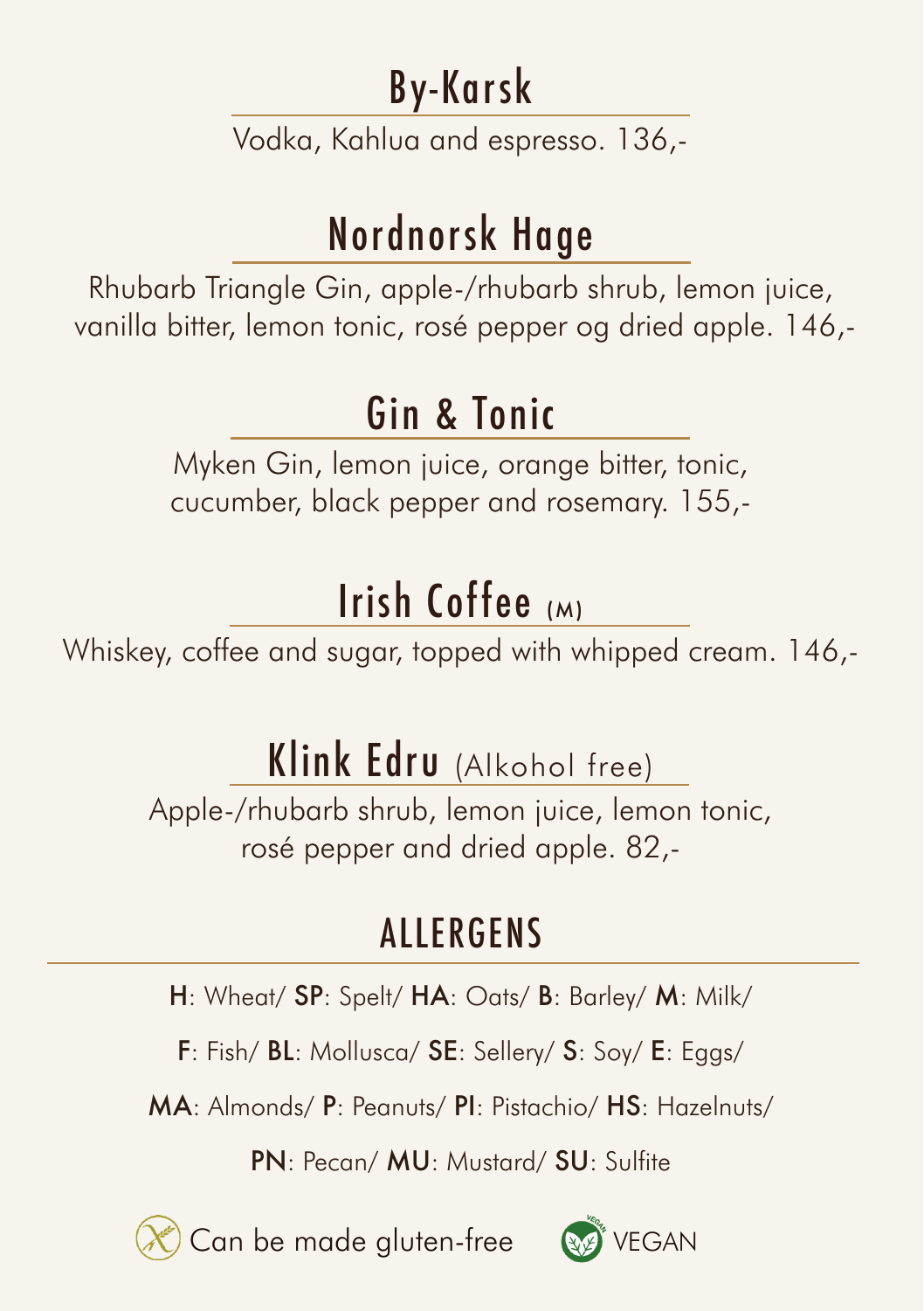## By-Karsk

Vodka, Kahlua and espresso. 136,-

## Nordnorsk Hage

Rhubarb Triangle Gin, apple-/rhubarb shrub, lemon juice, vanilla bitter, lemon tonic, rosé pepper og dried apple. 146,-

## Gin & Tonic

Myken Gin, lemon juice, orange bitter, tonic, cucumber, black pepper and rosemary. 155,-

## Irish Coffee (M)

Whiskey, coffee and sugar, topped with whipped cream. 146,-

## Klink Edru (Alkohol free)

Apple-/rhubarb shrub, lemon juice, lemon tonic, rosé pepper and dried apple. 82,-

## ALLERGENS

**H**: Wheat/ **SP**: Spelt/ **HA**: Oats/ **B**: Barley/ **M**: Milk/

**F**: Fish/ **BL**: Mollusca/ **SE**: Sellery/ **S**: Soy/ **E**: Eggs/

**MA**: Almonds/ **P**: Peanuts/ **PI**: Pistachio/ **HS**: Hazelnuts/

**PN**: Pecan/ **MU**: Mustard/ **SU**: Sulfite

Can be made gluten-free VEGAN